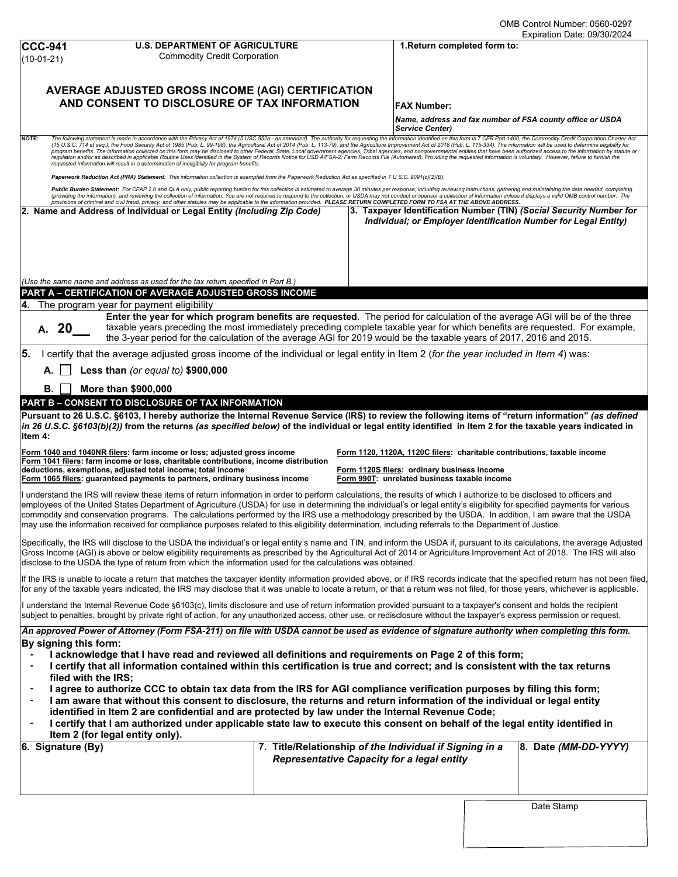OMB Control Number: 0560-0297
Expiration Date: 09/30/2024

**CCC-941**
(10-01-21)

**U.S. DEPARTMENT OF AGRICULTURE**
Commodity Credit Corporation

# AVERAGE ADJUSTED GROSS INCOME (AGI) CERTIFICATION AND CONSENT TO DISCLOSURE OF TAX INFORMATION

**1.Return completed form to:**

**FAX Number:**

***Name, address and fax number of FSA county office or USDA Service Center)***

**NOTE:** *The following statement is made in accordance with the Privacy Act of 1974 (5 USC 552a - as amended). The authority for requesting the information identified on this form is 7 CFR Part 1400, the Commodity Credit Corporation Charter Act (15 U.S.C. 714 et seq.), the Food Security Act of 1985 (Pub. L. 99-198), the Agricultural Act of 2014 (Pub. L. 113-79), and the Agriculture Improvement Act of 2018 (Pub. L. 115-334). The information will be used to determine eligibility for program benefits. The information collected on this form may be disclosed to other Federal, State, Local government agencies, Tribal agencies, and nongovernmental entities that have been authorized access to the information by statute or regulation and/or as described in applicable Routine Uses identified in the System of Records Notice for USD A/FSA-2, Farm Records File (Automated). Providing the requested information is voluntary. However, failure to furnish the requested information will result in a determination of ineligibility for program benefits.*

***Paperwork Reduction Act (PRA) Statement**: This information collection is exempted from the Paperwork Reduction Act as specified in 7 U.S.C. 9091(c)(2)(B).*

***Public Burden Statement:** For CFAP 2.0 and QLA only, public reporting burden for this collection is estimated to average 30 minutes per response, including reviewing instructions, gathering and maintaining the data needed, completing (providing the information), and reviewing the collection of information. You are not required to respond to the collection, or USDA may not conduct or sponsor a collection of information unless it displays a valid OMB control number. The provisions of criminal and civil fraud, privacy, and other statutes may be applicable to the information provided.* ***PLEASE RETURN COMPLETED FORM TO FSA AT THE ABOVE ADDRESS.***

**2. Name and Address of Individual or Legal Entity** ***(Including Zip Code)***

*(Use the same name and address as used for the tax return specified in Part B.)*

**3. Taxpayer Identification Number (TIN)** ***(Social Security Number for Individual; or Employer Identification Number for Legal Entity)***

## PART A – CERTIFICATION OF AVERAGE ADJUSTED GROSS INCOME

**4.** The program year for payment eligibility

**A. 20__** **Enter the year for which program benefits are requested**. The period for calculation of the average AGI will be of the three taxable years preceding the most immediately preceding complete taxable year for which benefits are requested. For example, the 3-year period for the calculation of the average AGI for 2019 would be the taxable years of 2017, 2016 and 2015.

**5.** I certify that the average adjusted gross income of the individual or legal entity in Item 2 (*for the year included in Item 4*) was:

**A.** ☐ **Less than** *(or equal to)* **$900,000**

**B.** ☐ **More than $900,000**

## PART B – CONSENT TO DISCLOSURE OF TAX INFORMATION

**Pursuant to 26 U.S.C. §6103, I hereby authorize the Internal Revenue Service (IRS) to review the following items of "return information"** ***(as defined in 26 U.S.C. §6103(b)(2))*** **from the returns** ***(as specified below)*** **of the individual or legal entity identified in Item 2 for the taxable years indicated in Item 4:**

**Form 1040 and 1040NR filers: farm income or loss; adjusted gross income**
**Form 1041 filers: farm income or loss, charitable contributions, income distribution deductions, exemptions, adjusted total income; total income**
**Form 1065 filers: guaranteed payments to partners, ordinary business income**
**Form 1120, 1120A, 1120C filers: charitable contributions, taxable income**
**Form 1120S filers: ordinary business income**
**Form 990T: unrelated business taxable income**

I understand the IRS will review these items of return information in order to perform calculations, the results of which I authorize to be disclosed to officers and employees of the United States Department of Agriculture (USDA) for use in determining the individual's or legal entity's eligibility for specified payments for various commodity and conservation programs. The calculations performed by the IRS use a methodology prescribed by the USDA. In addition, I am aware that the USDA may use the information received for compliance purposes related to this eligibility determination, including referrals to the Department of Justice.

Specifically, the IRS will disclose to the USDA the individual's or legal entity's name and TIN, and inform the USDA if, pursuant to its calculations, the average Adjusted Gross Income (AGI) is above or below eligibility requirements as prescribed by the Agricultural Act of 2014 or Agriculture Improvement Act of 2018. The IRS will also disclose to the USDA the type of return from which the information used for the calculations was obtained.

If the IRS is unable to locate a return that matches the taxpayer identity information provided above, or if IRS records indicate that the specified return has not been filed, for any of the taxable years indicated, the IRS may disclose that it was unable to locate a return, or that a return was not filed, for those years, whichever is applicable.

I understand the Internal Revenue Code §6103(c), limits disclosure and use of return information provided pursuant to a taxpayer's consent and holds the recipient subject to penalties, brought by private right of action, for any unauthorized access, other use, or redisclosure without the taxpayer's express permission or request.

***An approved Power of Attorney (Form FSA-211) on file with USDA cannot be used as evidence of signature authority when completing this form.***

**By signing this form:**

- **I acknowledge that I have read and reviewed all definitions and requirements on Page 2 of this form;**
- **I certify that all information contained within this certification is true and correct; and is consistent with the tax returns filed with the IRS;**
- **I agree to authorize CCC to obtain tax data from the IRS for AGI compliance verification purposes by filing this form;**
- **I am aware that without this consent to disclosure, the returns and return information of the individual or legal entity identified in Item 2 are confidential and are protected by law under the Internal Revenue Code;**
- **I certify that I am authorized under applicable state law to execute this consent on behalf of the legal entity identified in Item 2 (for legal entity only).**

| 6. Signature (By) | 7. Title/Relationship *of the Individual if Signing in a Representative Capacity for a legal entity* | 8. Date *(MM-DD-YYYY)* |
|---|---|---|
| | | |

Date Stamp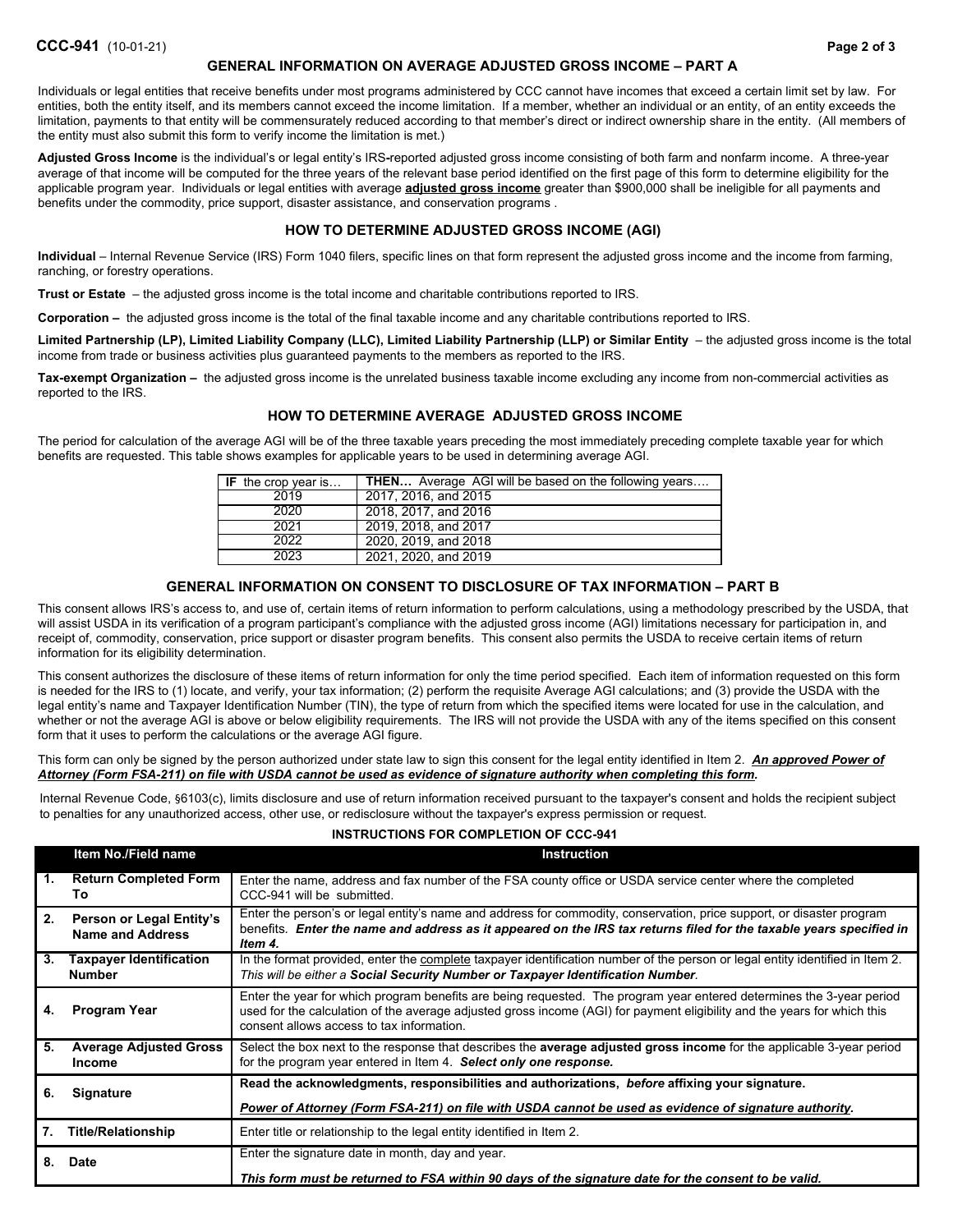## GENERAL INFORMATION ON AVERAGE ADJUSTED GROSS INCOME – PART A

Individuals or legal entities that receive benefits under most programs administered by CCC cannot have incomes that exceed a certain limit set by law. For entities, both the entity itself, and its members cannot exceed the income limitation. If a member, whether an individual or an entity, of an entity exceeds the limitation, payments to that entity will be commensurately reduced according to that member's direct or indirect ownership share in the entity. (All members of the entity must also submit this form to verify income the limitation is met.)

**Adjusted Gross Income** is the individual's or legal entity's IRS-reported adjusted gross income consisting of both farm and nonfarm income. A three-year average of that income will be computed for the three years of the relevant base period identified on the first page of this form to determine eligibility for the applicable program year. Individuals or legal entities with average **adjusted gross income** greater than $900,000 shall be ineligible for all payments and benefits under the commodity, price support, disaster assistance, and conservation programs .

## HOW TO DETERMINE ADJUSTED GROSS INCOME (AGI)

**Individual** – Internal Revenue Service (IRS) Form 1040 filers, specific lines on that form represent the adjusted gross income and the income from farming, ranching, or forestry operations.

**Trust or Estate** – the adjusted gross income is the total income and charitable contributions reported to IRS.

**Corporation –** the adjusted gross income is the total of the final taxable income and any charitable contributions reported to IRS.

**Limited Partnership (LP), Limited Liability Company (LLC), Limited Liability Partnership (LLP) or Similar Entity** – the adjusted gross income is the total income from trade or business activities plus guaranteed payments to the members as reported to the IRS.

**Tax-exempt Organization –** the adjusted gross income is the unrelated business taxable income excluding any income from non-commercial activities as reported to the IRS.

## HOW TO DETERMINE AVERAGE ADJUSTED GROSS INCOME

The period for calculation of the average AGI will be of the three taxable years preceding the most immediately preceding complete taxable year for which benefits are requested. This table shows examples for applicable years to be used in determining average AGI.

| **IF** the crop year is… | **THEN…** Average AGI will be based on the following years…. |
|---|---|
| 2019 | 2017, 2016, and 2015 |
| 2020 | 2018, 2017, and 2016 |
| 2021 | 2019, 2018, and 2017 |
| 2022 | 2020, 2019, and 2018 |
| 2023 | 2021, 2020, and 2019 |

## GENERAL INFORMATION ON CONSENT TO DISCLOSURE OF TAX INFORMATION – PART B

This consent allows IRS's access to, and use of, certain items of return information to perform calculations, using a methodology prescribed by the USDA, that will assist USDA in its verification of a program participant's compliance with the adjusted gross income (AGI) limitations necessary for participation in, and receipt of, commodity, conservation, price support or disaster program benefits. This consent also permits the USDA to receive certain items of return information for its eligibility determination.

This consent authorizes the disclosure of these items of return information for only the time period specified. Each item of information requested on this form is needed for the IRS to (1) locate, and verify, your tax information; (2) perform the requisite Average AGI calculations; and (3) provide the USDA with the legal entity's name and Taxpayer Identification Number (TIN), the type of return from which the specified items were located for use in the calculation, and whether or not the average AGI is above or below eligibility requirements. The IRS will not provide the USDA with any of the items specified on this consent form that it uses to perform the calculations or the average AGI figure.

This form can only be signed by the person authorized under state law to sign this consent for the legal entity identified in Item 2. ***An approved Power of Attorney (Form FSA-211) on file with USDA cannot be used as evidence of signature authority when completing this form.***

Internal Revenue Code, §6103(c), limits disclosure and use of return information received pursuant to the taxpayer's consent and holds the recipient subject to penalties for any unauthorized access, other use, or redisclosure without the taxpayer's express permission or request.

### INSTRUCTIONS FOR COMPLETION OF CCC-941

| Item No./Field name | Instruction |
|---|---|
| **1. Return Completed Form To** | Enter the name, address and fax number of the FSA county office or USDA service center where the completed CCC-941 will be submitted. |
| **2. Person or Legal Entity's Name and Address** | Enter the person's or legal entity's name and address for commodity, conservation, price support, or disaster program benefits. ***Enter the name and address as it appeared on the IRS tax returns filed for the taxable years specified in Item 4.*** |
| **3. Taxpayer Identification Number** | In the format provided, enter the complete taxpayer identification number of the person or legal entity identified in Item 2. *This will be either a **Social Security Number or Taxpayer Identification Number**.* |
| **4. Program Year** | Enter the year for which program benefits are being requested. The program year entered determines the 3-year period used for the calculation of the average adjusted gross income (AGI) for payment eligibility and the years for which this consent allows access to tax information. |
| **5. Average Adjusted Gross Income** | Select the box next to the response that describes the **average adjusted gross income** for the applicable 3-year period for the program year entered in Item 4. ***Select only one response.*** |
| **6. Signature** | **Read the acknowledgments, responsibilities and authorizations, *before* affixing your signature.**<br>***Power of Attorney (Form FSA-211) on file with USDA cannot be used as evidence of signature authority.*** |
| **7. Title/Relationship** | Enter title or relationship to the legal entity identified in Item 2. |
| **8. Date** | Enter the signature date in month, day and year.<br>***This form must be returned to FSA within 90 days of the signature date for the consent to be valid.*** |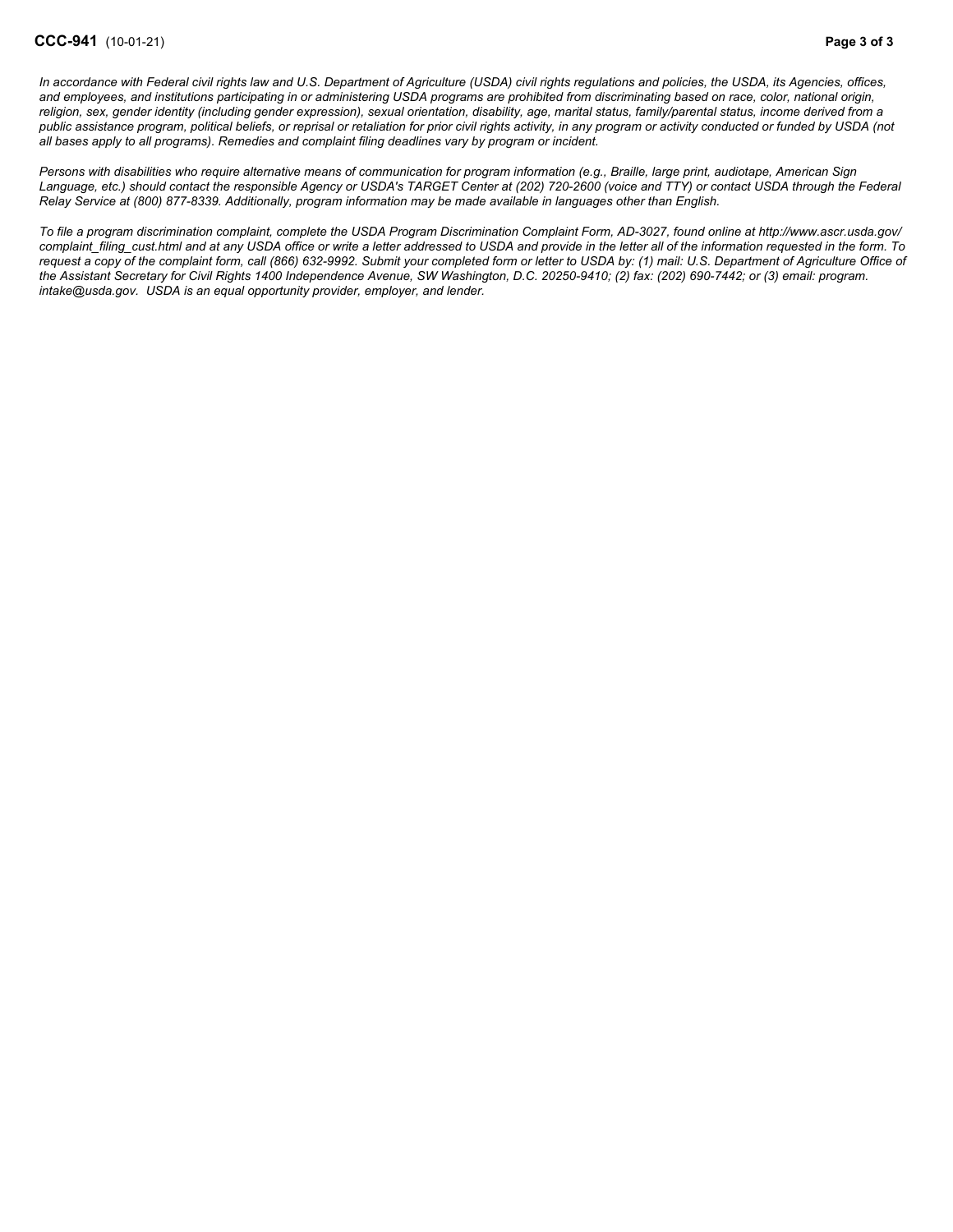*In accordance with Federal civil rights law and U.S. Department of Agriculture (USDA) civil rights regulations and policies, the USDA, its Agencies, offices, and employees, and institutions participating in or administering USDA programs are prohibited from discriminating based on race, color, national origin, religion, sex, gender identity (including gender expression), sexual orientation, disability, age, marital status, family/parental status, income derived from a public assistance program, political beliefs, or reprisal or retaliation for prior civil rights activity, in any program or activity conducted or funded by USDA (not all bases apply to all programs). Remedies and complaint filing deadlines vary by program or incident.*

*Persons with disabilities who require alternative means of communication for program information (e.g., Braille, large print, audiotape, American Sign Language, etc.) should contact the responsible Agency or USDA's TARGET Center at (202) 720-2600 (voice and TTY) or contact USDA through the Federal Relay Service at (800) 877-8339. Additionally, program information may be made available in languages other than English.*

*To file a program discrimination complaint, complete the USDA Program Discrimination Complaint Form, AD-3027, found online at http://www.ascr.usda.gov/complaint_filing_cust.html and at any USDA office or write a letter addressed to USDA and provide in the letter all of the information requested in the form. To request a copy of the complaint form, call (866) 632-9992. Submit your completed form or letter to USDA by: (1) mail: U.S. Department of Agriculture Office of the Assistant Secretary for Civil Rights 1400 Independence Avenue, SW Washington, D.C. 20250-9410; (2) fax: (202) 690-7442; or (3) email: program.intake@usda.gov. USDA is an equal opportunity provider, employer, and lender.*